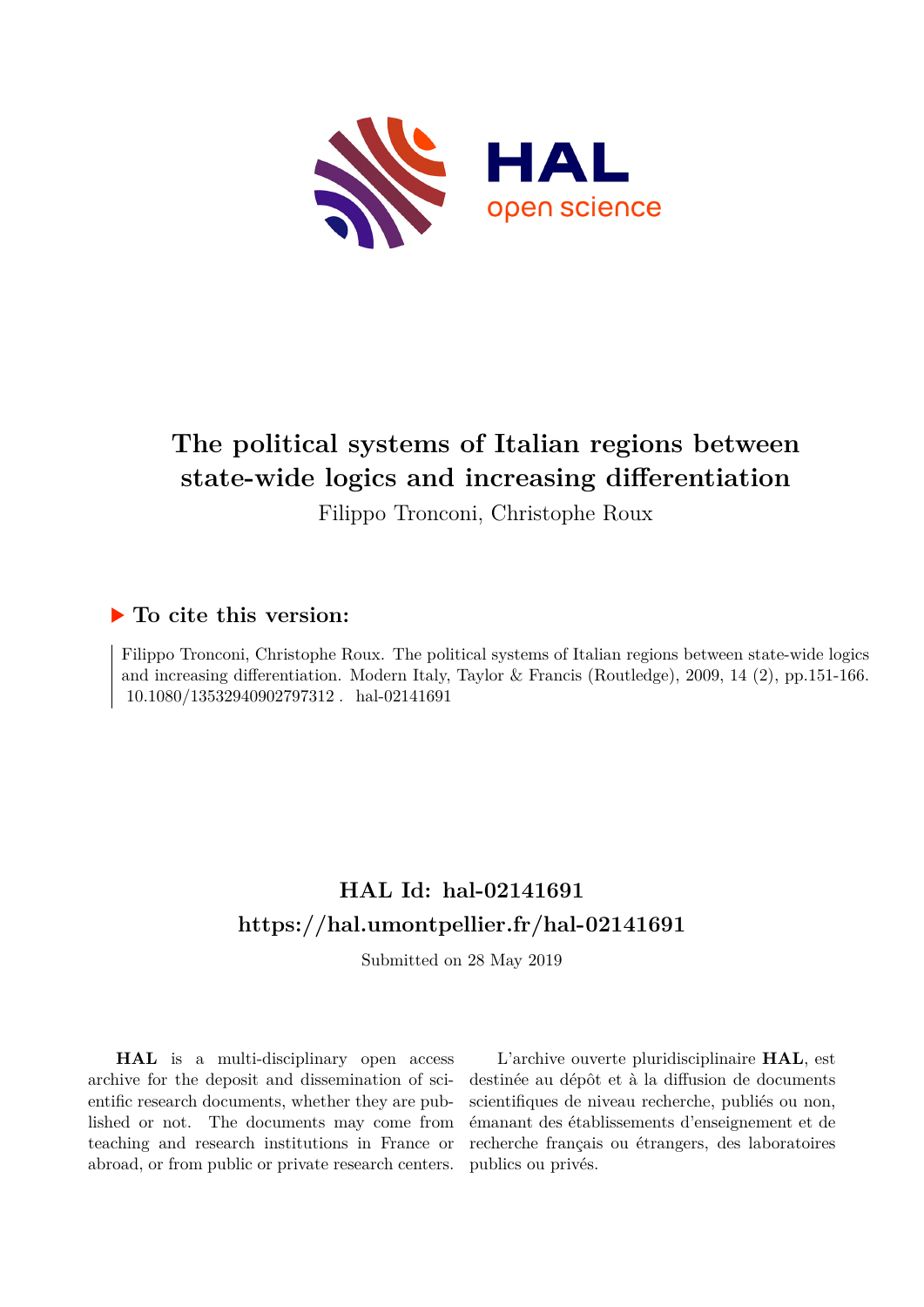# The political systems of Italian regions between state-wide logics and increasing differentiation

Filippo Tronconi, Christophe Roux

## ▶ To cite this version:

Filippo Tronconi, Christophe Roux. The political systems of Italian regions between state-wide logics and increasing differentiation. Modern Italy, Taylor & Francis (Routledge), 2009, 14 (2), pp.151-166. 10.1080/13532940902797312 . hal-02141691

## HAL Id: hal-02141691
## https://hal.umontpellier.fr/hal-02141691

Submitted on 28 May 2019

**HAL** is a multi-disciplinary open access archive for the deposit and dissemination of scientific research documents, whether they are published or not. The documents may come from teaching and research institutions in France or abroad, or from public or private research centers.

L'archive ouverte pluridisciplinaire **HAL**, est destinée au dépôt et à la diffusion de documents scientifiques de niveau recherche, publiés ou non, émanant des établissements d'enseignement et de recherche français ou étrangers, des laboratoires publics ou privés.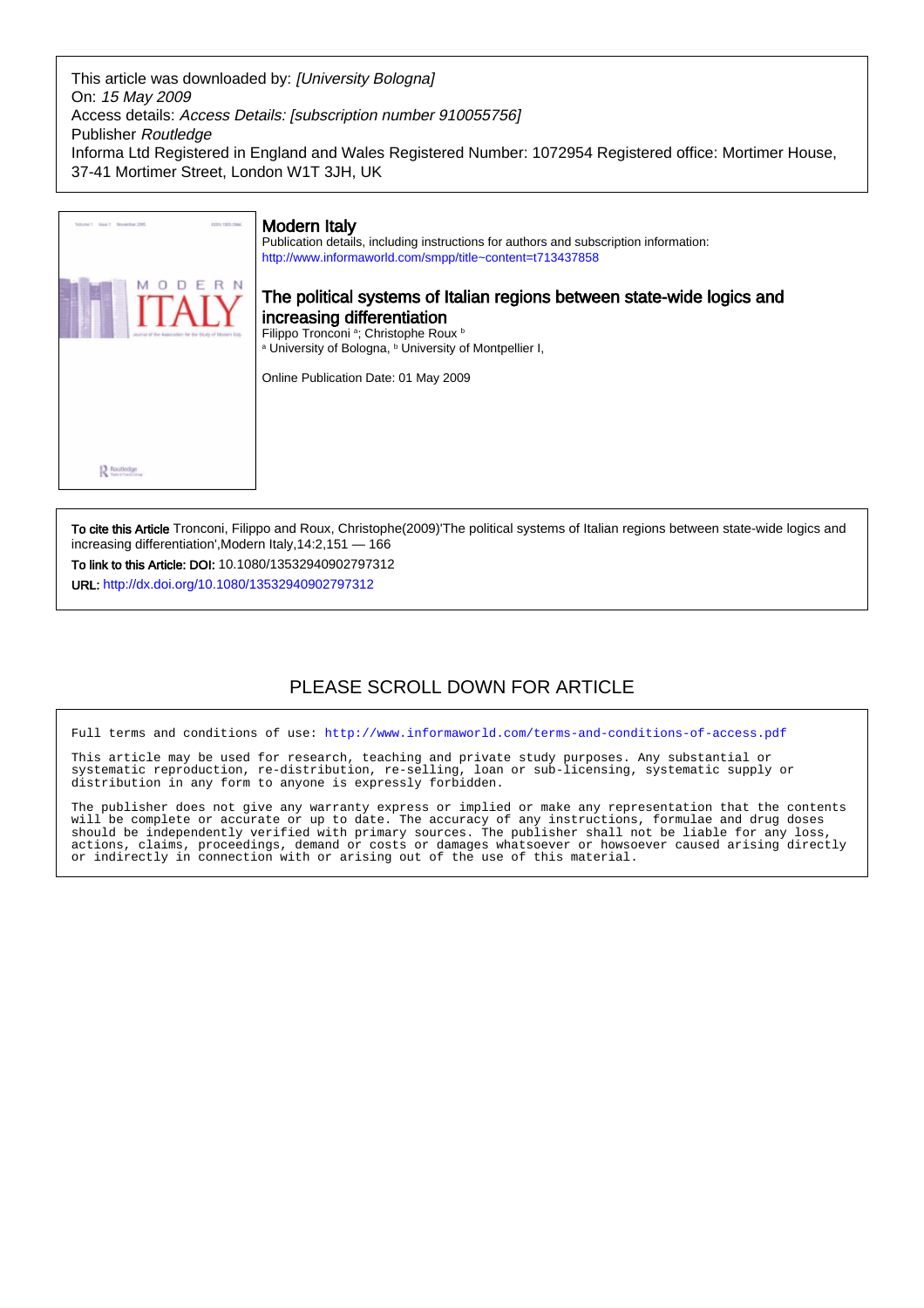This article was downloaded by: *[University Bologna]*
On: *15 May 2009*
Access details: *Access Details: [subscription number 910055756]*
Publisher *Routledge*
Informa Ltd Registered in England and Wales Registered Number: 1072954 Registered office: Mortimer House, 37-41 Mortimer Street, London W1T 3JH, UK

# Modern Italy

Publication details, including instructions for authors and subscription information:
http://www.informaworld.com/smpp/title~content=t713437858

## The political systems of Italian regions between state-wide logics and increasing differentiation

Filippo Tronconi [a]; Christophe Roux [b]
[a] University of Bologna, [b] University of Montpellier I,

Online Publication Date: 01 May 2009

**To cite this Article** Tronconi, Filippo and Roux, Christophe(2009)'The political systems of Italian regions between state-wide logics and increasing differentiation',Modern Italy,14:2,151 — 166

**To link to this Article: DOI:** 10.1080/13532940902797312

**URL:** http://dx.doi.org/10.1080/13532940902797312

PLEASE SCROLL DOWN FOR ARTICLE

Full terms and conditions of use: http://www.informaworld.com/terms-and-conditions-of-access.pdf

This article may be used for research, teaching and private study purposes. Any substantial or systematic reproduction, re-distribution, re-selling, loan or sub-licensing, systematic supply or distribution in any form to anyone is expressly forbidden.

The publisher does not give any warranty express or implied or make any representation that the contents will be complete or accurate or up to date. The accuracy of any instructions, formulae and drug doses should be independently verified with primary sources. The publisher shall not be liable for any loss, actions, claims, proceedings, demand or costs or damages whatsoever or howsoever caused arising directly or indirectly in connection with or arising out of the use of this material.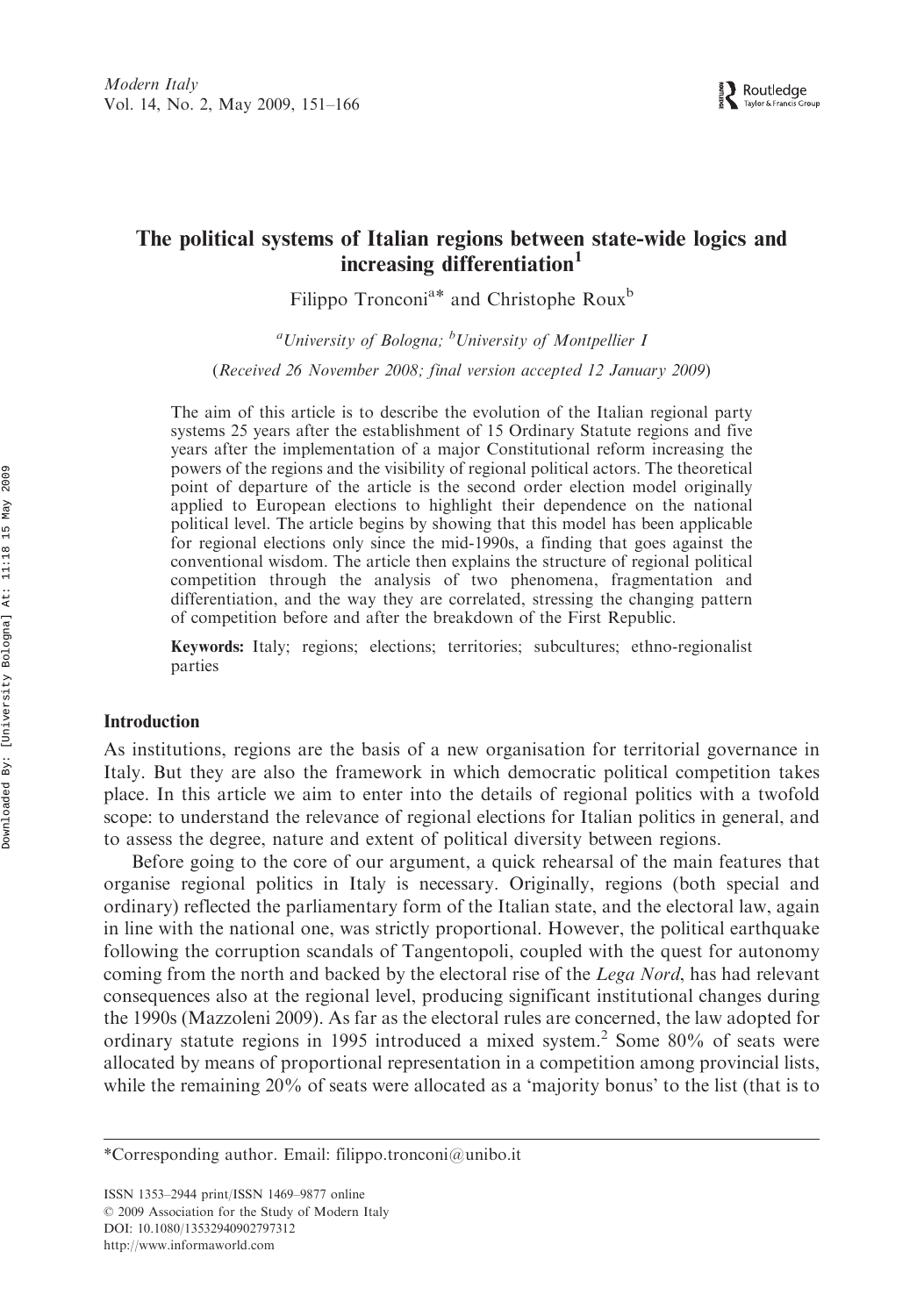# The political systems of Italian regions between state-wide logics and increasing differentiation[1]

Filippo Tronconi[a*] and Christophe Roux[b]

[a]*University of Bologna;* [b]*University of Montpellier I*

(*Received 26 November 2008; final version accepted 12 January 2009*)

The aim of this article is to describe the evolution of the Italian regional party systems 25 years after the establishment of 15 Ordinary Statute regions and five years after the implementation of a major Constitutional reform increasing the powers of the regions and the visibility of regional political actors. The theoretical point of departure of the article is the second order election model originally applied to European elections to highlight their dependence on the national political level. The article begins by showing that this model has been applicable for regional elections only since the mid-1990s, a finding that goes against the conventional wisdom. The article then explains the structure of regional political competition through the analysis of two phenomena, fragmentation and differentiation, and the way they are correlated, stressing the changing pattern of competition before and after the breakdown of the First Republic.

**Keywords:** Italy; regions; elections; territories; subcultures; ethno-regionalist parties

## Introduction

As institutions, regions are the basis of a new organisation for territorial governance in Italy. But they are also the framework in which democratic political competition takes place. In this article we aim to enter into the details of regional politics with a twofold scope: to understand the relevance of regional elections for Italian politics in general, and to assess the degree, nature and extent of political diversity between regions.

Before going to the core of our argument, a quick rehearsal of the main features that organise regional politics in Italy is necessary. Originally, regions (both special and ordinary) reflected the parliamentary form of the Italian state, and the electoral law, again in line with the national one, was strictly proportional. However, the political earthquake following the corruption scandals of Tangentopoli, coupled with the quest for autonomy coming from the north and backed by the electoral rise of the *Lega Nord*, has had relevant consequences also at the regional level, producing significant institutional changes during the 1990s (Mazzoleni 2009). As far as the electoral rules are concerned, the law adopted for ordinary statute regions in 1995 introduced a mixed system.[2] Some 80% of seats were allocated by means of proportional representation in a competition among provincial lists, while the remaining 20% of seats were allocated as a 'majority bonus' to the list (that is to

---

*Corresponding author. Email: filippo.tronconi@unibo.it

ISSN 1353–2944 print/ISSN 1469–9877 online
© 2009 Association for the Study of Modern Italy
DOI: 10.1080/13532940902797312
http://www.informaworld.com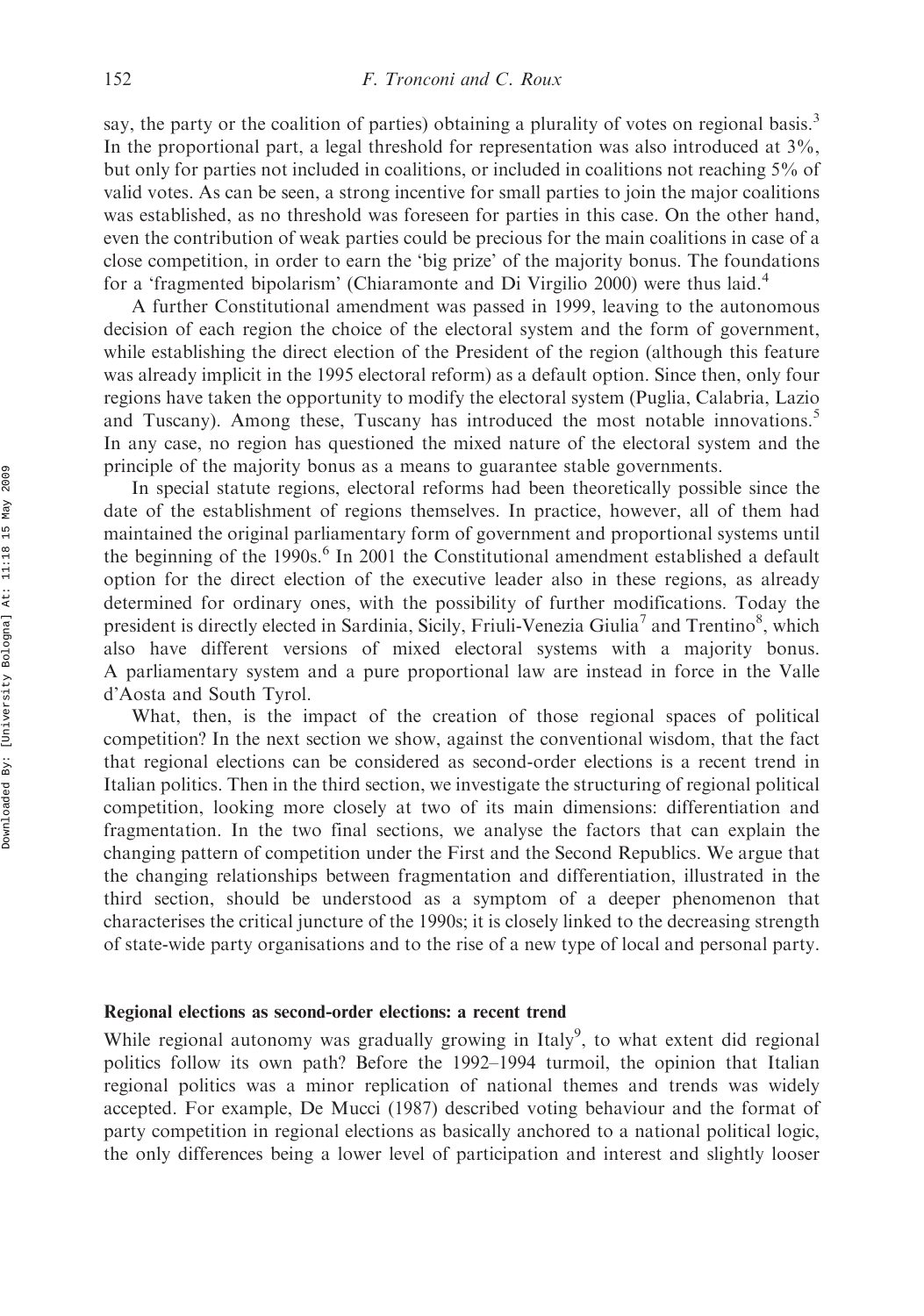say, the party or the coalition of parties) obtaining a plurality of votes on regional basis.[3] In the proportional part, a legal threshold for representation was also introduced at 3%, but only for parties not included in coalitions, or included in coalitions not reaching 5% of valid votes. As can be seen, a strong incentive for small parties to join the major coalitions was established, as no threshold was foreseen for parties in this case. On the other hand, even the contribution of weak parties could be precious for the main coalitions in case of a close competition, in order to earn the 'big prize' of the majority bonus. The foundations for a 'fragmented bipolarism' (Chiaramonte and Di Virgilio 2000) were thus laid.[4]

A further Constitutional amendment was passed in 1999, leaving to the autonomous decision of each region the choice of the electoral system and the form of government, while establishing the direct election of the President of the region (although this feature was already implicit in the 1995 electoral reform) as a default option. Since then, only four regions have taken the opportunity to modify the electoral system (Puglia, Calabria, Lazio and Tuscany). Among these, Tuscany has introduced the most notable innovations.[5] In any case, no region has questioned the mixed nature of the electoral system and the principle of the majority bonus as a means to guarantee stable governments.

In special statute regions, electoral reforms had been theoretically possible since the date of the establishment of regions themselves. In practice, however, all of them had maintained the original parliamentary form of government and proportional systems until the beginning of the 1990s.[6] In 2001 the Constitutional amendment established a default option for the direct election of the executive leader also in these regions, as already determined for ordinary ones, with the possibility of further modifications. Today the president is directly elected in Sardinia, Sicily, Friuli-Venezia Giulia[7] and Trentino[8], which also have different versions of mixed electoral systems with a majority bonus. A parliamentary system and a pure proportional law are instead in force in the Valle d'Aosta and South Tyrol.

What, then, is the impact of the creation of those regional spaces of political competition? In the next section we show, against the conventional wisdom, that the fact that regional elections can be considered as second-order elections is a recent trend in Italian politics. Then in the third section, we investigate the structuring of regional political competition, looking more closely at two of its main dimensions: differentiation and fragmentation. In the two final sections, we analyse the factors that can explain the changing pattern of competition under the First and the Second Republics. We argue that the changing relationships between fragmentation and differentiation, illustrated in the third section, should be understood as a symptom of a deeper phenomenon that characterises the critical juncture of the 1990s; it is closely linked to the decreasing strength of state-wide party organisations and to the rise of a new type of local and personal party.

## Regional elections as second-order elections: a recent trend

While regional autonomy was gradually growing in Italy[9], to what extent did regional politics follow its own path? Before the 1992–1994 turmoil, the opinion that Italian regional politics was a minor replication of national themes and trends was widely accepted. For example, De Mucci (1987) described voting behaviour and the format of party competition in regional elections as basically anchored to a national political logic, the only differences being a lower level of participation and interest and slightly looser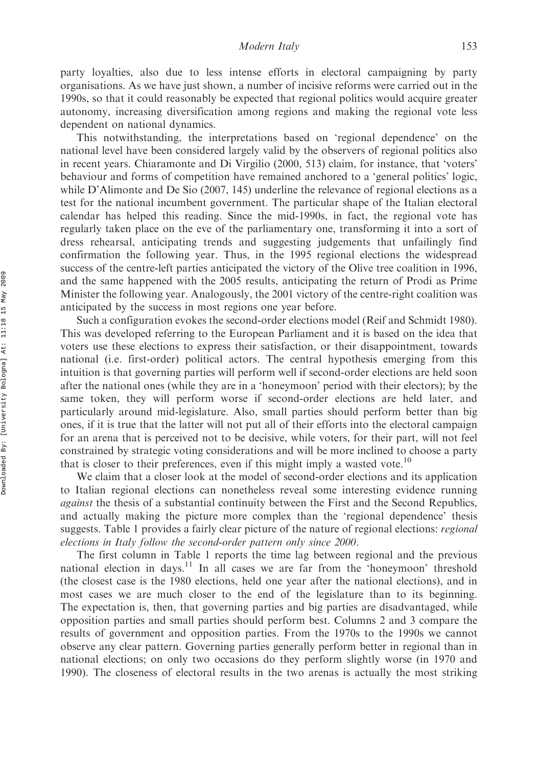party loyalties, also due to less intense efforts in electoral campaigning by party organisations. As we have just shown, a number of incisive reforms were carried out in the 1990s, so that it could reasonably be expected that regional politics would acquire greater autonomy, increasing diversification among regions and making the regional vote less dependent on national dynamics.

This notwithstanding, the interpretations based on 'regional dependence' on the national level have been considered largely valid by the observers of regional politics also in recent years. Chiaramonte and Di Virgilio (2000, 513) claim, for instance, that 'voters' behaviour and forms of competition have remained anchored to a 'general politics' logic, while D'Alimonte and De Sio (2007, 145) underline the relevance of regional elections as a test for the national incumbent government. The particular shape of the Italian electoral calendar has helped this reading. Since the mid-1990s, in fact, the regional vote has regularly taken place on the eve of the parliamentary one, transforming it into a sort of dress rehearsal, anticipating trends and suggesting judgements that unfailingly find confirmation the following year. Thus, in the 1995 regional elections the widespread success of the centre-left parties anticipated the victory of the Olive tree coalition in 1996, and the same happened with the 2005 results, anticipating the return of Prodi as Prime Minister the following year. Analogously, the 2001 victory of the centre-right coalition was anticipated by the success in most regions one year before.

Such a configuration evokes the second-order elections model (Reif and Schmidt 1980). This was developed referring to the European Parliament and it is based on the idea that voters use these elections to express their satisfaction, or their disappointment, towards national (i.e. first-order) political actors. The central hypothesis emerging from this intuition is that governing parties will perform well if second-order elections are held soon after the national ones (while they are in a 'honeymoon' period with their electors); by the same token, they will perform worse if second-order elections are held later, and particularly around mid-legislature. Also, small parties should perform better than big ones, if it is true that the latter will not put all of their efforts into the electoral campaign for an arena that is perceived not to be decisive, while voters, for their part, will not feel constrained by strategic voting considerations and will be more inclined to choose a party that is closer to their preferences, even if this might imply a wasted vote.[10]

We claim that a closer look at the model of second-order elections and its application to Italian regional elections can nonetheless reveal some interesting evidence running *against* the thesis of a substantial continuity between the First and the Second Republics, and actually making the picture more complex than the 'regional dependence' thesis suggests. Table 1 provides a fairly clear picture of the nature of regional elections: *regional elections in Italy follow the second-order pattern only since 2000*.

The first column in Table 1 reports the time lag between regional and the previous national election in days.[11] In all cases we are far from the 'honeymoon' threshold (the closest case is the 1980 elections, held one year after the national elections), and in most cases we are much closer to the end of the legislature than to its beginning. The expectation is, then, that governing parties and big parties are disadvantaged, while opposition parties and small parties should perform best. Columns 2 and 3 compare the results of government and opposition parties. From the 1970s to the 1990s we cannot observe any clear pattern. Governing parties generally perform better in regional than in national elections; on only two occasions do they perform slightly worse (in 1970 and 1990). The closeness of electoral results in the two arenas is actually the most striking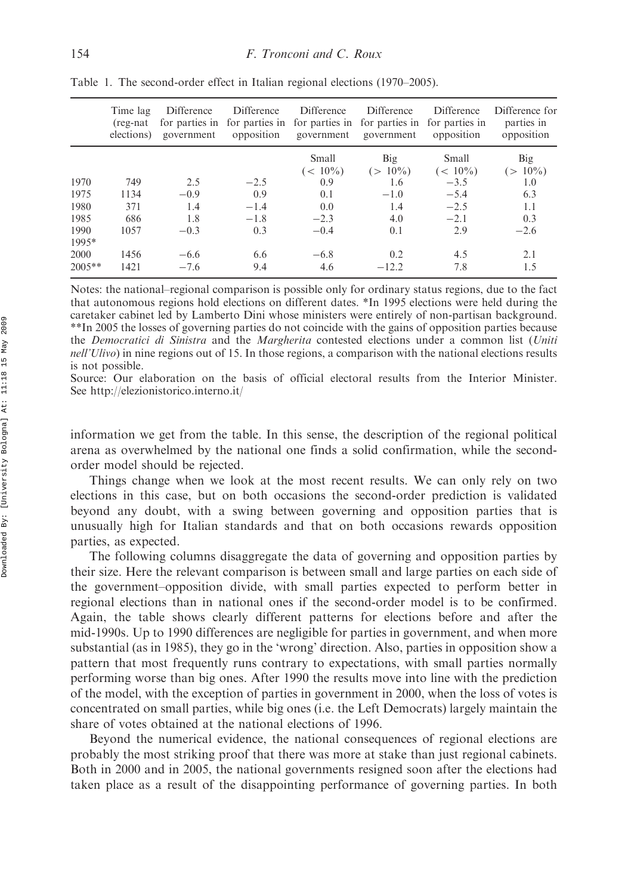Table 1. The second-order effect in Italian regional elections (1970–2005).

| | Time lag (reg-nat elections) | Difference for parties in government | Difference for parties in opposition | Difference for parties in government | Difference for parties in government | Difference for parties in opposition | Difference for parties in opposition |
|---|---|---|---|---|---|---|---|
| | | | | Small (< 10%) | Big (> 10%) | Small (< 10%) | Big (> 10%) |
| 1970 | 749 | 2.5 | −2.5 | 0.9 | 1.6 | −3.5 | 1.0 |
| 1975 | 1134 | −0.9 | 0.9 | 0.1 | −1.0 | −5.4 | 6.3 |
| 1980 | 371 | 1.4 | −1.4 | 0.0 | 1.4 | −2.5 | 1.1 |
| 1985 | 686 | 1.8 | −1.8 | −2.3 | 4.0 | −2.1 | 0.3 |
| 1990 | 1057 | −0.3 | 0.3 | −0.4 | 0.1 | 2.9 | −2.6 |
| 1995* | | | | | | | |
| 2000 | 1456 | −6.6 | 6.6 | −6.8 | 0.2 | 4.5 | 2.1 |
| 2005** | 1421 | −7.6 | 9.4 | 4.6 | −12.2 | 7.8 | 1.5 |

Notes: the national–regional comparison is possible only for ordinary status regions, due to the fact that autonomous regions hold elections on different dates. *In 1995 elections were held during the caretaker cabinet led by Lamberto Dini whose ministers were entirely of non-partisan background. **In 2005 the losses of governing parties do not coincide with the gains of opposition parties because the *Democratici di Sinistra* and the *Margherita* contested elections under a common list (*Uniti nell'Ulivo*) in nine regions out of 15. In those regions, a comparison with the national elections results is not possible.

Source: Our elaboration on the basis of official electoral results from the Interior Minister. See http://elezionistorico.interno.it/

information we get from the table. In this sense, the description of the regional political arena as overwhelmed by the national one finds a solid confirmation, while the second-order model should be rejected.

Things change when we look at the most recent results. We can only rely on two elections in this case, but on both occasions the second-order prediction is validated beyond any doubt, with a swing between governing and opposition parties that is unusually high for Italian standards and that on both occasions rewards opposition parties, as expected.

The following columns disaggregate the data of governing and opposition parties by their size. Here the relevant comparison is between small and large parties on each side of the government–opposition divide, with small parties expected to perform better in regional elections than in national ones if the second-order model is to be confirmed. Again, the table shows clearly different patterns for elections before and after the mid-1990s. Up to 1990 differences are negligible for parties in government, and when more substantial (as in 1985), they go in the 'wrong' direction. Also, parties in opposition show a pattern that most frequently runs contrary to expectations, with small parties normally performing worse than big ones. After 1990 the results move into line with the prediction of the model, with the exception of parties in government in 2000, when the loss of votes is concentrated on small parties, while big ones (i.e. the Left Democrats) largely maintain the share of votes obtained at the national elections of 1996.

Beyond the numerical evidence, the national consequences of regional elections are probably the most striking proof that there was more at stake than just regional cabinets. Both in 2000 and in 2005, the national governments resigned soon after the elections had taken place as a result of the disappointing performance of governing parties. In both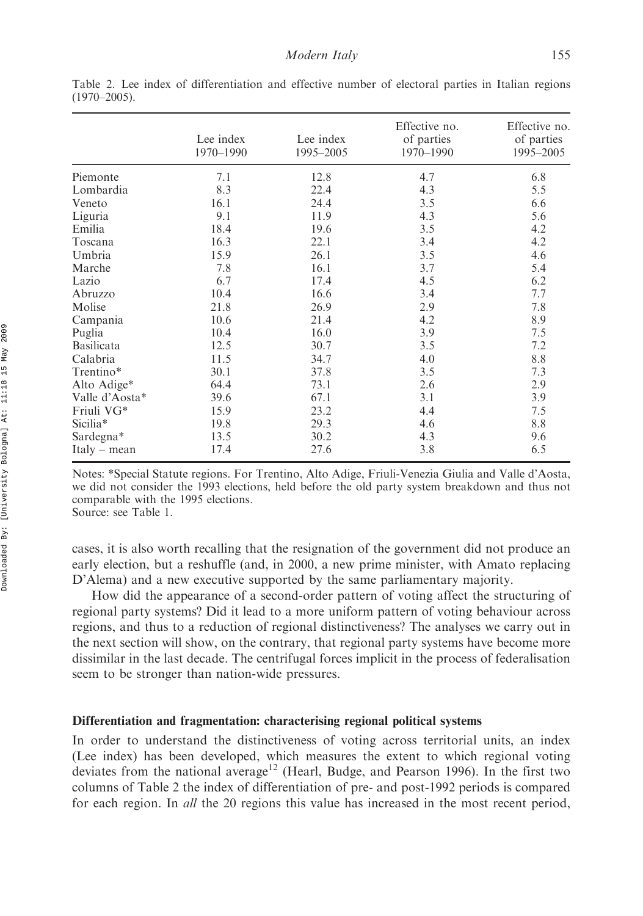Table 2. Lee index of differentiation and effective number of electoral parties in Italian regions (1970–2005).

| | Lee index 1970–1990 | Lee index 1995–2005 | Effective no. of parties 1970–1990 | Effective no. of parties 1995–2005 |
|---|---|---|---|---|
| Piemonte | 7.1 | 12.8 | 4.7 | 6.8 |
| Lombardia | 8.3 | 22.4 | 4.3 | 5.5 |
| Veneto | 16.1 | 24.4 | 3.5 | 6.6 |
| Liguria | 9.1 | 11.9 | 4.3 | 5.6 |
| Emilia | 18.4 | 19.6 | 3.5 | 4.2 |
| Toscana | 16.3 | 22.1 | 3.4 | 4.2 |
| Umbria | 15.9 | 26.1 | 3.5 | 4.6 |
| Marche | 7.8 | 16.1 | 3.7 | 5.4 |
| Lazio | 6.7 | 17.4 | 4.5 | 6.2 |
| Abruzzo | 10.4 | 16.6 | 3.4 | 7.7 |
| Molise | 21.8 | 26.9 | 2.9 | 7.8 |
| Campania | 10.6 | 21.4 | 4.2 | 8.9 |
| Puglia | 10.4 | 16.0 | 3.9 | 7.5 |
| Basilicata | 12.5 | 30.7 | 3.5 | 7.2 |
| Calabria | 11.5 | 34.7 | 4.0 | 8.8 |
| Trentino* | 30.1 | 37.8 | 3.5 | 7.3 |
| Alto Adige* | 64.4 | 73.1 | 2.6 | 2.9 |
| Valle d'Aosta* | 39.6 | 67.1 | 3.1 | 3.9 |
| Friuli VG* | 15.9 | 23.2 | 4.4 | 7.5 |
| Sicilia* | 19.8 | 29.3 | 4.6 | 8.8 |
| Sardegna* | 13.5 | 30.2 | 4.3 | 9.6 |
| Italy – mean | 17.4 | 27.6 | 3.8 | 6.5 |

Notes: *Special Statute regions. For Trentino, Alto Adige, Friuli-Venezia Giulia and Valle d'Aosta, we did not consider the 1993 elections, held before the old party system breakdown and thus not comparable with the 1995 elections.
Source: see Table 1.

cases, it is also worth recalling that the resignation of the government did not produce an early election, but a reshuffle (and, in 2000, a new prime minister, with Amato replacing D'Alema) and a new executive supported by the same parliamentary majority.

How did the appearance of a second-order pattern of voting affect the structuring of regional party systems? Did it lead to a more uniform pattern of voting behaviour across regions, and thus to a reduction of regional distinctiveness? The analyses we carry out in the next section will show, on the contrary, that regional party systems have become more dissimilar in the last decade. The centrifugal forces implicit in the process of federalisation seem to be stronger than nation-wide pressures.

### Differentiation and fragmentation: characterising regional political systems

In order to understand the distinctiveness of voting across territorial units, an index (Lee index) has been developed, which measures the extent to which regional voting deviates from the national average[12] (Hearl, Budge, and Pearson 1996). In the first two columns of Table 2 the index of differentiation of pre- and post-1992 periods is compared for each region. In *all* the 20 regions this value has increased in the most recent period,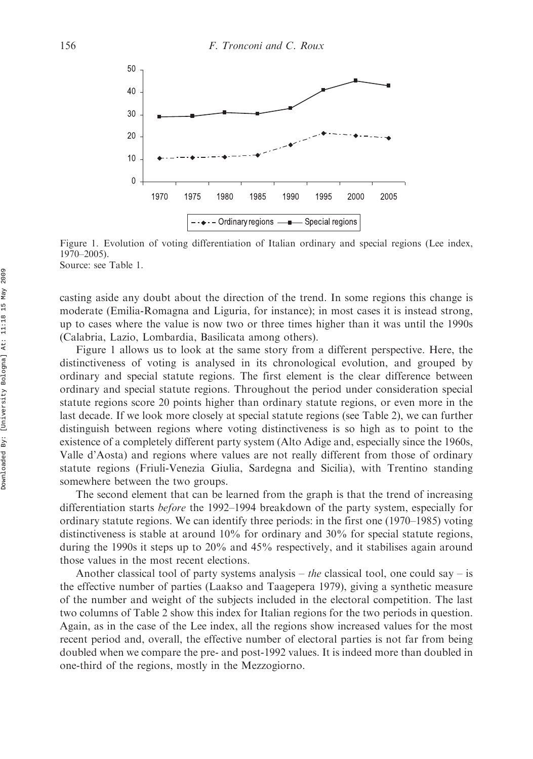Figure 1. Evolution of voting differentiation of Italian ordinary and special regions (Lee index, 1970–2005).
Source: see Table 1.

casting aside any doubt about the direction of the trend. In some regions this change is moderate (Emilia-Romagna and Liguria, for instance); in most cases it is instead strong, up to cases where the value is now two or three times higher than it was until the 1990s (Calabria, Lazio, Lombardia, Basilicata among others).

Figure 1 allows us to look at the same story from a different perspective. Here, the distinctiveness of voting is analysed in its chronological evolution, and grouped by ordinary and special statute regions. The first element is the clear difference between ordinary and special statute regions. Throughout the period under consideration special statute regions score 20 points higher than ordinary statute regions, or even more in the last decade. If we look more closely at special statute regions (see Table 2), we can further distinguish between regions where voting distinctiveness is so high as to point to the existence of a completely different party system (Alto Adige and, especially since the 1960s, Valle d'Aosta) and regions where values are not really different from those of ordinary statute regions (Friuli-Venezia Giulia, Sardegna and Sicilia), with Trentino standing somewhere between the two groups.

The second element that can be learned from the graph is that the trend of increasing differentiation starts *before* the 1992–1994 breakdown of the party system, especially for ordinary statute regions. We can identify three periods: in the first one (1970–1985) voting distinctiveness is stable at around 10% for ordinary and 30% for special statute regions, during the 1990s it steps up to 20% and 45% respectively, and it stabilises again around those values in the most recent elections.

Another classical tool of party systems analysis – *the* classical tool, one could say – is the effective number of parties (Laakso and Taagepera 1979), giving a synthetic measure of the number and weight of the subjects included in the electoral competition. The last two columns of Table 2 show this index for Italian regions for the two periods in question. Again, as in the case of the Lee index, all the regions show increased values for the most recent period and, overall, the effective number of electoral parties is not far from being doubled when we compare the pre- and post-1992 values. It is indeed more than doubled in one-third of the regions, mostly in the Mezzogiorno.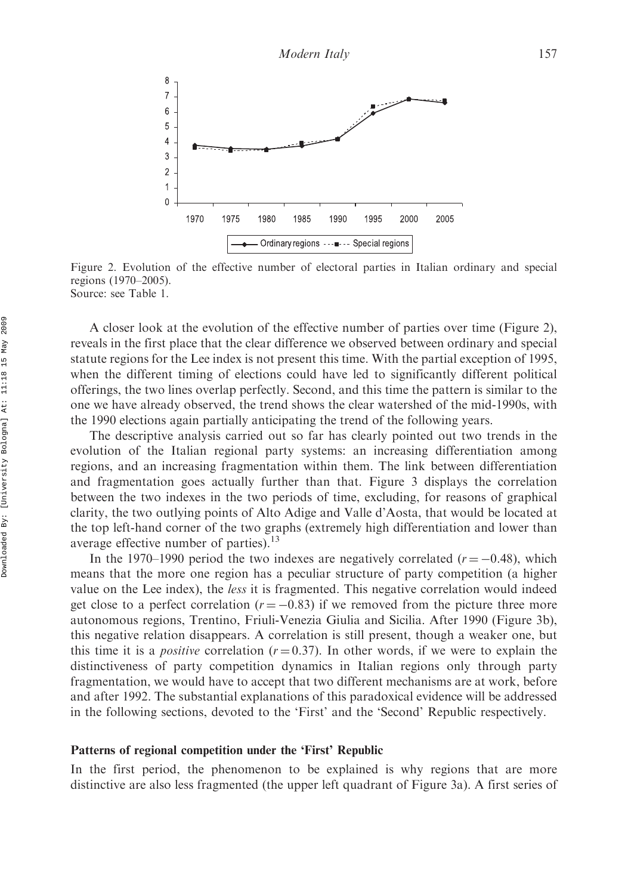Figure 2. Evolution of the effective number of electoral parties in Italian ordinary and special regions (1970–2005).
Source: see Table 1.

A closer look at the evolution of the effective number of parties over time (Figure 2), reveals in the first place that the clear difference we observed between ordinary and special statute regions for the Lee index is not present this time. With the partial exception of 1995, when the different timing of elections could have led to significantly different political offerings, the two lines overlap perfectly. Second, and this time the pattern is similar to the one we have already observed, the trend shows the clear watershed of the mid-1990s, with the 1990 elections again partially anticipating the trend of the following years.

The descriptive analysis carried out so far has clearly pointed out two trends in the evolution of the Italian regional party systems: an increasing differentiation among regions, and an increasing fragmentation within them. The link between differentiation and fragmentation goes actually further than that. Figure 3 displays the correlation between the two indexes in the two periods of time, excluding, for reasons of graphical clarity, the two outlying points of Alto Adige and Valle d'Aosta, that would be located at the top left-hand corner of the two graphs (extremely high differentiation and lower than average effective number of parties).[13]

In the 1970–1990 period the two indexes are negatively correlated ($r = -0.48$), which means that the more one region has a peculiar structure of party competition (a higher value on the Lee index), the *less* it is fragmented. This negative correlation would indeed get close to a perfect correlation ($r = -0.83$) if we removed from the picture three more autonomous regions, Trentino, Friuli-Venezia Giulia and Sicilia. After 1990 (Figure 3b), this negative relation disappears. A correlation is still present, though a weaker one, but this time it is a *positive* correlation ($r = 0.37$). In other words, if we were to explain the distinctiveness of party competition dynamics in Italian regions only through party fragmentation, we would have to accept that two different mechanisms are at work, before and after 1992. The substantial explanations of this paradoxical evidence will be addressed in the following sections, devoted to the 'First' and the 'Second' Republic respectively.

## Patterns of regional competition under the 'First' Republic

In the first period, the phenomenon to be explained is why regions that are more distinctive are also less fragmented (the upper left quadrant of Figure 3a). A first series of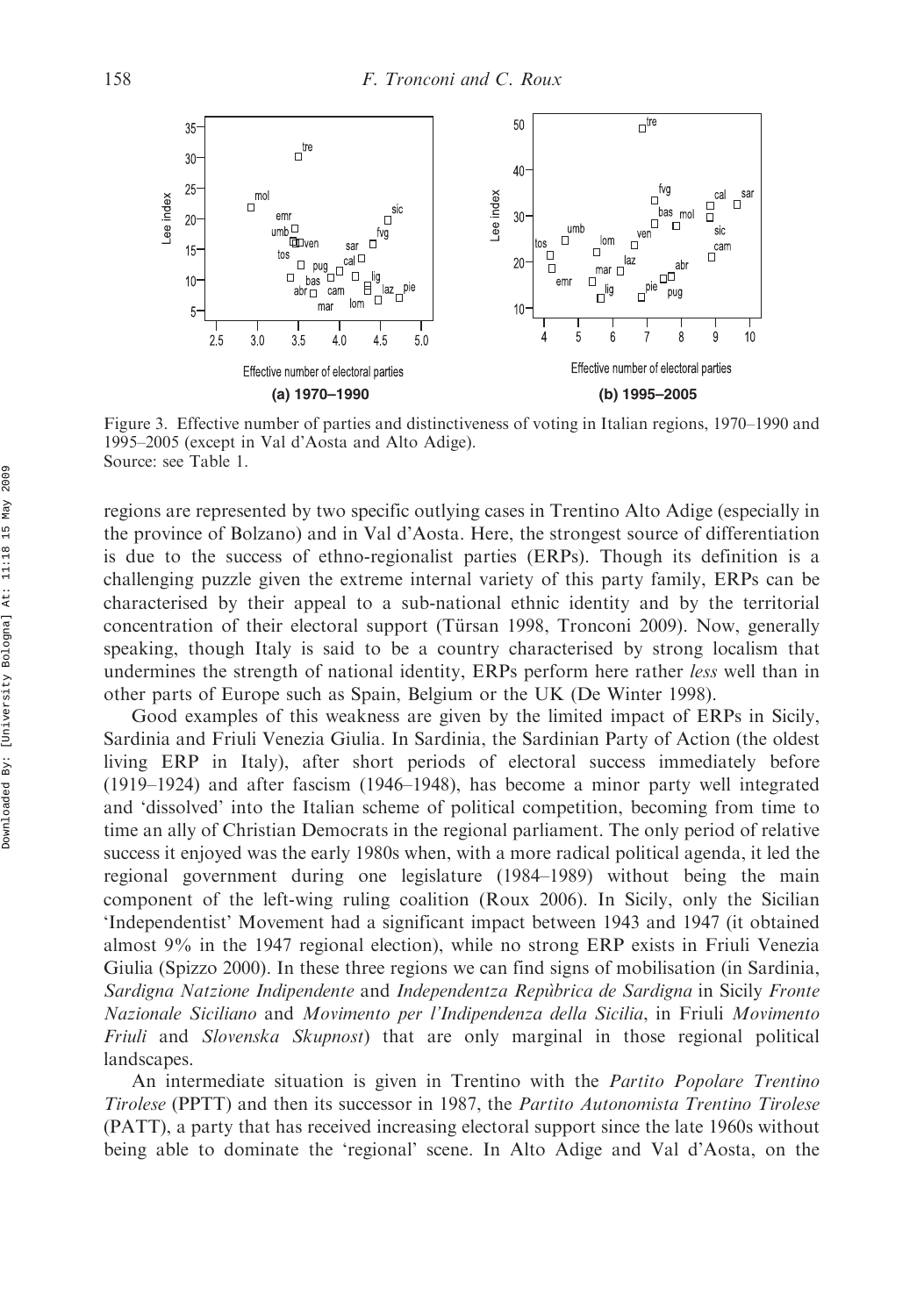Figure 3. Effective number of parties and distinctiveness of voting in Italian regions, 1970–1990 and 1995–2005 (except in Val d'Aosta and Alto Adige).
Source: see Table 1.

regions are represented by two specific outlying cases in Trentino Alto Adige (especially in the province of Bolzano) and in Val d'Aosta. Here, the strongest source of differentiation is due to the success of ethno-regionalist parties (ERPs). Though its definition is a challenging puzzle given the extreme internal variety of this party family, ERPs can be characterised by their appeal to a sub-national ethnic identity and by the territorial concentration of their electoral support (Türsan 1998, Tronconi 2009). Now, generally speaking, though Italy is said to be a country characterised by strong localism that undermines the strength of national identity, ERPs perform here rather *less* well than in other parts of Europe such as Spain, Belgium or the UK (De Winter 1998).

Good examples of this weakness are given by the limited impact of ERPs in Sicily, Sardinia and Friuli Venezia Giulia. In Sardinia, the Sardinian Party of Action (the oldest living ERP in Italy), after short periods of electoral success immediately before (1919–1924) and after fascism (1946–1948), has become a minor party well integrated and 'dissolved' into the Italian scheme of political competition, becoming from time to time an ally of Christian Democrats in the regional parliament. The only period of relative success it enjoyed was the early 1980s when, with a more radical political agenda, it led the regional government during one legislature (1984–1989) without being the main component of the left-wing ruling coalition (Roux 2006). In Sicily, only the Sicilian 'Independentist' Movement had a significant impact between 1943 and 1947 (it obtained almost 9% in the 1947 regional election), while no strong ERP exists in Friuli Venezia Giulia (Spizzo 2000). In these three regions we can find signs of mobilisation (in Sardinia, *Sardigna Natzione Indipendente* and *Independentza Repùbrica de Sardigna* in Sicily *Fronte Nazionale Siciliano* and *Movimento per l'Indipendenza della Sicilia*, in Friuli *Movimento Friuli* and *Slovenska Skupnost*) that are only marginal in those regional political landscapes.

An intermediate situation is given in Trentino with the *Partito Popolare Trentino Tirolese* (PPTT) and then its successor in 1987, the *Partito Autonomista Trentino Tirolese* (PATT), a party that has received increasing electoral support since the late 1960s without being able to dominate the 'regional' scene. In Alto Adige and Val d'Aosta, on the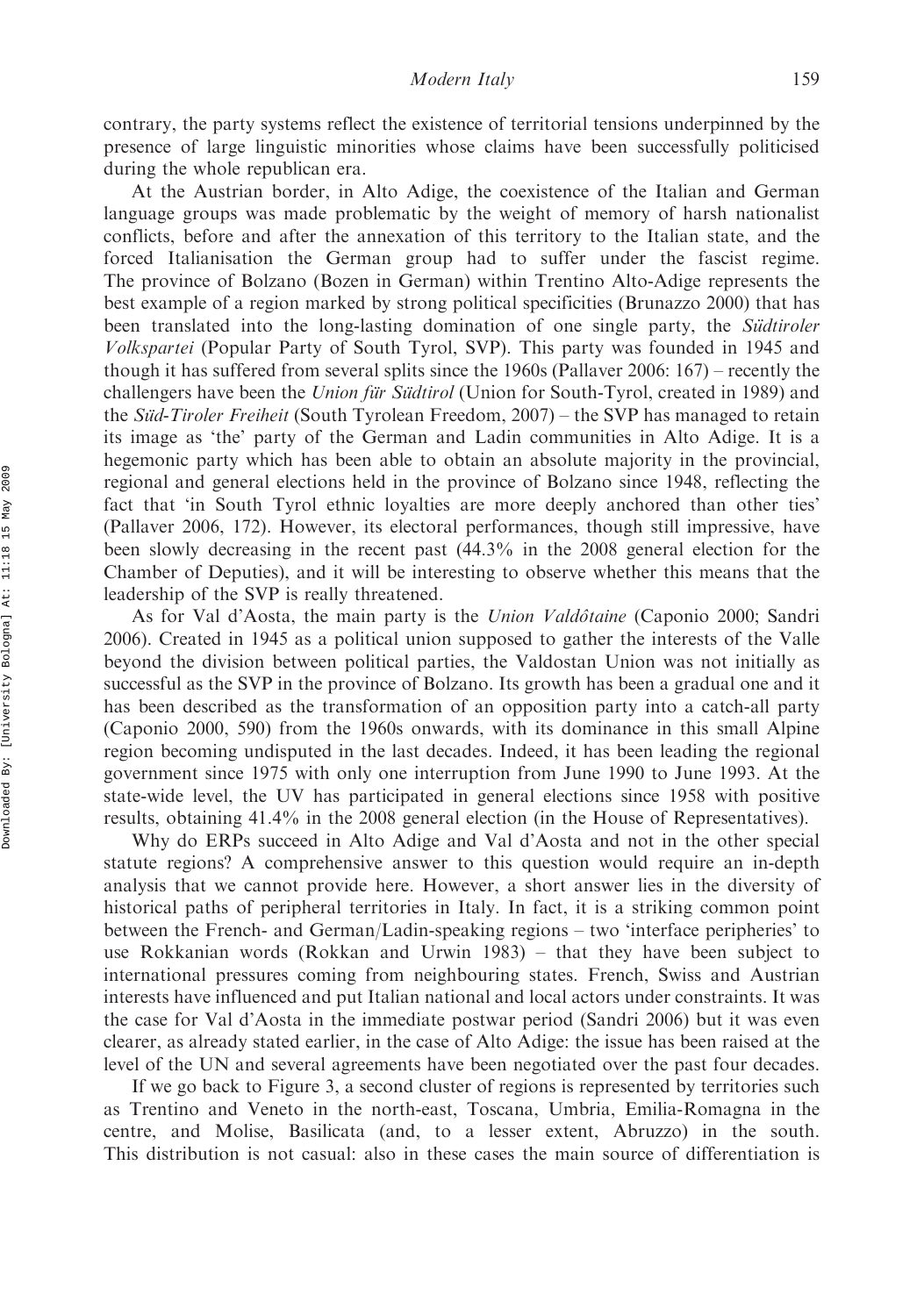contrary, the party systems reflect the existence of territorial tensions underpinned by the presence of large linguistic minorities whose claims have been successfully politicised during the whole republican era.

At the Austrian border, in Alto Adige, the coexistence of the Italian and German language groups was made problematic by the weight of memory of harsh nationalist conflicts, before and after the annexation of this territory to the Italian state, and the forced Italianisation the German group had to suffer under the fascist regime. The province of Bolzano (Bozen in German) within Trentino Alto-Adige represents the best example of a region marked by strong political specificities (Brunazzo 2000) that has been translated into the long-lasting domination of one single party, the *Südtiroler Volkspartei* (Popular Party of South Tyrol, SVP). This party was founded in 1945 and though it has suffered from several splits since the 1960s (Pallaver 2006: 167) – recently the challengers have been the *Union für Südtirol* (Union for South-Tyrol, created in 1989) and the *Süd-Tiroler Freiheit* (South Tyrolean Freedom, 2007) – the SVP has managed to retain its image as 'the' party of the German and Ladin communities in Alto Adige. It is a hegemonic party which has been able to obtain an absolute majority in the provincial, regional and general elections held in the province of Bolzano since 1948, reflecting the fact that 'in South Tyrol ethnic loyalties are more deeply anchored than other ties' (Pallaver 2006, 172). However, its electoral performances, though still impressive, have been slowly decreasing in the recent past (44.3% in the 2008 general election for the Chamber of Deputies), and it will be interesting to observe whether this means that the leadership of the SVP is really threatened.

As for Val d'Aosta, the main party is the *Union Valdôtaine* (Caponio 2000; Sandri 2006). Created in 1945 as a political union supposed to gather the interests of the Valle beyond the division between political parties, the Valdostan Union was not initially as successful as the SVP in the province of Bolzano. Its growth has been a gradual one and it has been described as the transformation of an opposition party into a catch-all party (Caponio 2000, 590) from the 1960s onwards, with its dominance in this small Alpine region becoming undisputed in the last decades. Indeed, it has been leading the regional government since 1975 with only one interruption from June 1990 to June 1993. At the state-wide level, the UV has participated in general elections since 1958 with positive results, obtaining 41.4% in the 2008 general election (in the House of Representatives).

Why do ERPs succeed in Alto Adige and Val d'Aosta and not in the other special statute regions? A comprehensive answer to this question would require an in-depth analysis that we cannot provide here. However, a short answer lies in the diversity of historical paths of peripheral territories in Italy. In fact, it is a striking common point between the French- and German/Ladin-speaking regions – two 'interface peripheries' to use Rokkanian words (Rokkan and Urwin 1983) – that they have been subject to international pressures coming from neighbouring states. French, Swiss and Austrian interests have influenced and put Italian national and local actors under constraints. It was the case for Val d'Aosta in the immediate postwar period (Sandri 2006) but it was even clearer, as already stated earlier, in the case of Alto Adige: the issue has been raised at the level of the UN and several agreements have been negotiated over the past four decades.

If we go back to Figure 3, a second cluster of regions is represented by territories such as Trentino and Veneto in the north-east, Toscana, Umbria, Emilia-Romagna in the centre, and Molise, Basilicata (and, to a lesser extent, Abruzzo) in the south. This distribution is not casual: also in these cases the main source of differentiation is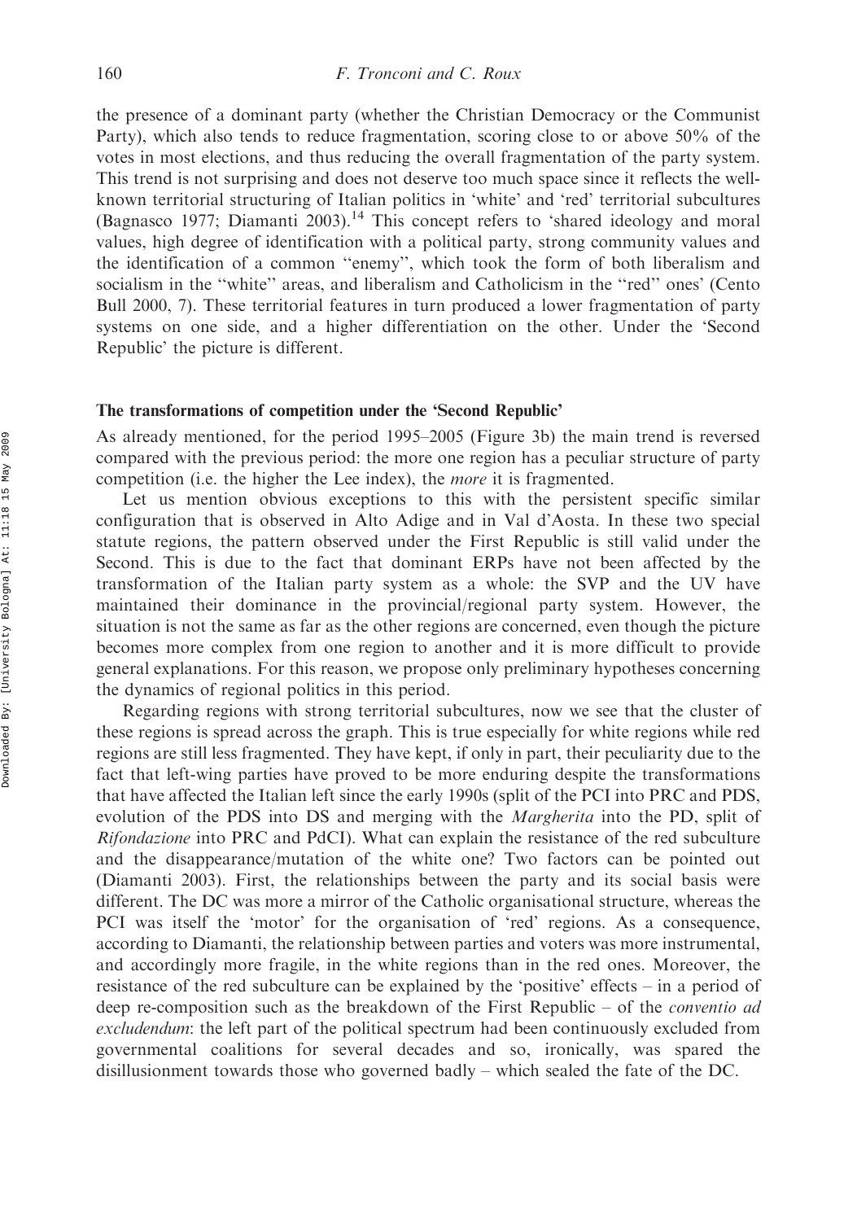the presence of a dominant party (whether the Christian Democracy or the Communist Party), which also tends to reduce fragmentation, scoring close to or above 50% of the votes in most elections, and thus reducing the overall fragmentation of the party system. This trend is not surprising and does not deserve too much space since it reflects the well-known territorial structuring of Italian politics in 'white' and 'red' territorial subcultures (Bagnasco 1977; Diamanti 2003).[14] This concept refers to 'shared ideology and moral values, high degree of identification with a political party, strong community values and the identification of a common "enemy", which took the form of both liberalism and socialism in the "white" areas, and liberalism and Catholicism in the "red" ones' (Cento Bull 2000, 7). These territorial features in turn produced a lower fragmentation of party systems on one side, and a higher differentiation on the other. Under the 'Second Republic' the picture is different.

### The transformations of competition under the 'Second Republic'

As already mentioned, for the period 1995–2005 (Figure 3b) the main trend is reversed compared with the previous period: the more one region has a peculiar structure of party competition (i.e. the higher the Lee index), the *more* it is fragmented.

Let us mention obvious exceptions to this with the persistent specific similar configuration that is observed in Alto Adige and in Val d'Aosta. In these two special statute regions, the pattern observed under the First Republic is still valid under the Second. This is due to the fact that dominant ERPs have not been affected by the transformation of the Italian party system as a whole: the SVP and the UV have maintained their dominance in the provincial/regional party system. However, the situation is not the same as far as the other regions are concerned, even though the picture becomes more complex from one region to another and it is more difficult to provide general explanations. For this reason, we propose only preliminary hypotheses concerning the dynamics of regional politics in this period.

Regarding regions with strong territorial subcultures, now we see that the cluster of these regions is spread across the graph. This is true especially for white regions while red regions are still less fragmented. They have kept, if only in part, their peculiarity due to the fact that left-wing parties have proved to be more enduring despite the transformations that have affected the Italian left since the early 1990s (split of the PCI into PRC and PDS, evolution of the PDS into DS and merging with the *Margherita* into the PD, split of *Rifondazione* into PRC and PdCI). What can explain the resistance of the red subculture and the disappearance/mutation of the white one? Two factors can be pointed out (Diamanti 2003). First, the relationships between the party and its social basis were different. The DC was more a mirror of the Catholic organisational structure, whereas the PCI was itself the 'motor' for the organisation of 'red' regions. As a consequence, according to Diamanti, the relationship between parties and voters was more instrumental, and accordingly more fragile, in the white regions than in the red ones. Moreover, the resistance of the red subculture can be explained by the 'positive' effects – in a period of deep re-composition such as the breakdown of the First Republic – of the *conventio ad excludendum*: the left part of the political spectrum had been continuously excluded from governmental coalitions for several decades and so, ironically, was spared the disillusionment towards those who governed badly – which sealed the fate of the DC.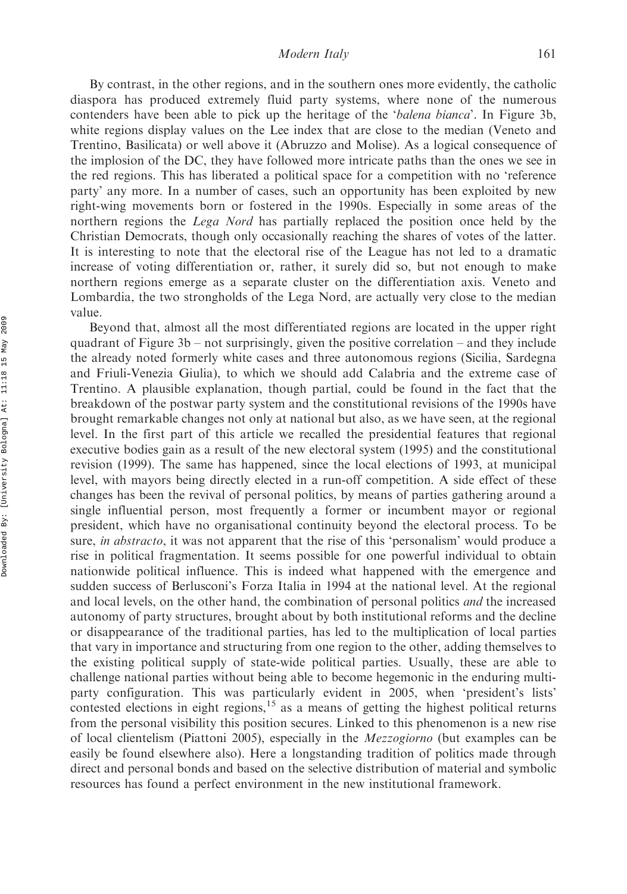By contrast, in the other regions, and in the southern ones more evidently, the catholic diaspora has produced extremely fluid party systems, where none of the numerous contenders have been able to pick up the heritage of the '*balena bianca*'. In Figure 3b, white regions display values on the Lee index that are close to the median (Veneto and Trentino, Basilicata) or well above it (Abruzzo and Molise). As a logical consequence of the implosion of the DC, they have followed more intricate paths than the ones we see in the red regions. This has liberated a political space for a competition with no 'reference party' any more. In a number of cases, such an opportunity has been exploited by new right-wing movements born or fostered in the 1990s. Especially in some areas of the northern regions the *Lega Nord* has partially replaced the position once held by the Christian Democrats, though only occasionally reaching the shares of votes of the latter. It is interesting to note that the electoral rise of the League has not led to a dramatic increase of voting differentiation or, rather, it surely did so, but not enough to make northern regions emerge as a separate cluster on the differentiation axis. Veneto and Lombardia, the two strongholds of the Lega Nord, are actually very close to the median value.

Beyond that, almost all the most differentiated regions are located in the upper right quadrant of Figure 3b – not surprisingly, given the positive correlation – and they include the already noted formerly white cases and three autonomous regions (Sicilia, Sardegna and Friuli-Venezia Giulia), to which we should add Calabria and the extreme case of Trentino. A plausible explanation, though partial, could be found in the fact that the breakdown of the postwar party system and the constitutional revisions of the 1990s have brought remarkable changes not only at national but also, as we have seen, at the regional level. In the first part of this article we recalled the presidential features that regional executive bodies gain as a result of the new electoral system (1995) and the constitutional revision (1999). The same has happened, since the local elections of 1993, at municipal level, with mayors being directly elected in a run-off competition. A side effect of these changes has been the revival of personal politics, by means of parties gathering around a single influential person, most frequently a former or incumbent mayor or regional president, which have no organisational continuity beyond the electoral process. To be sure, *in abstracto*, it was not apparent that the rise of this 'personalism' would produce a rise in political fragmentation. It seems possible for one powerful individual to obtain nationwide political influence. This is indeed what happened with the emergence and sudden success of Berlusconi's Forza Italia in 1994 at the national level. At the regional and local levels, on the other hand, the combination of personal politics *and* the increased autonomy of party structures, brought about by both institutional reforms and the decline or disappearance of the traditional parties, has led to the multiplication of local parties that vary in importance and structuring from one region to the other, adding themselves to the existing political supply of state-wide political parties. Usually, these are able to challenge national parties without being able to become hegemonic in the enduring multi-party configuration. This was particularly evident in 2005, when 'president's lists' contested elections in eight regions,[15] as a means of getting the highest political returns from the personal visibility this position secures. Linked to this phenomenon is a new rise of local clientelism (Piattoni 2005), especially in the *Mezzogiorno* (but examples can be easily be found elsewhere also). Here a longstanding tradition of politics made through direct and personal bonds and based on the selective distribution of material and symbolic resources has found a perfect environment in the new institutional framework.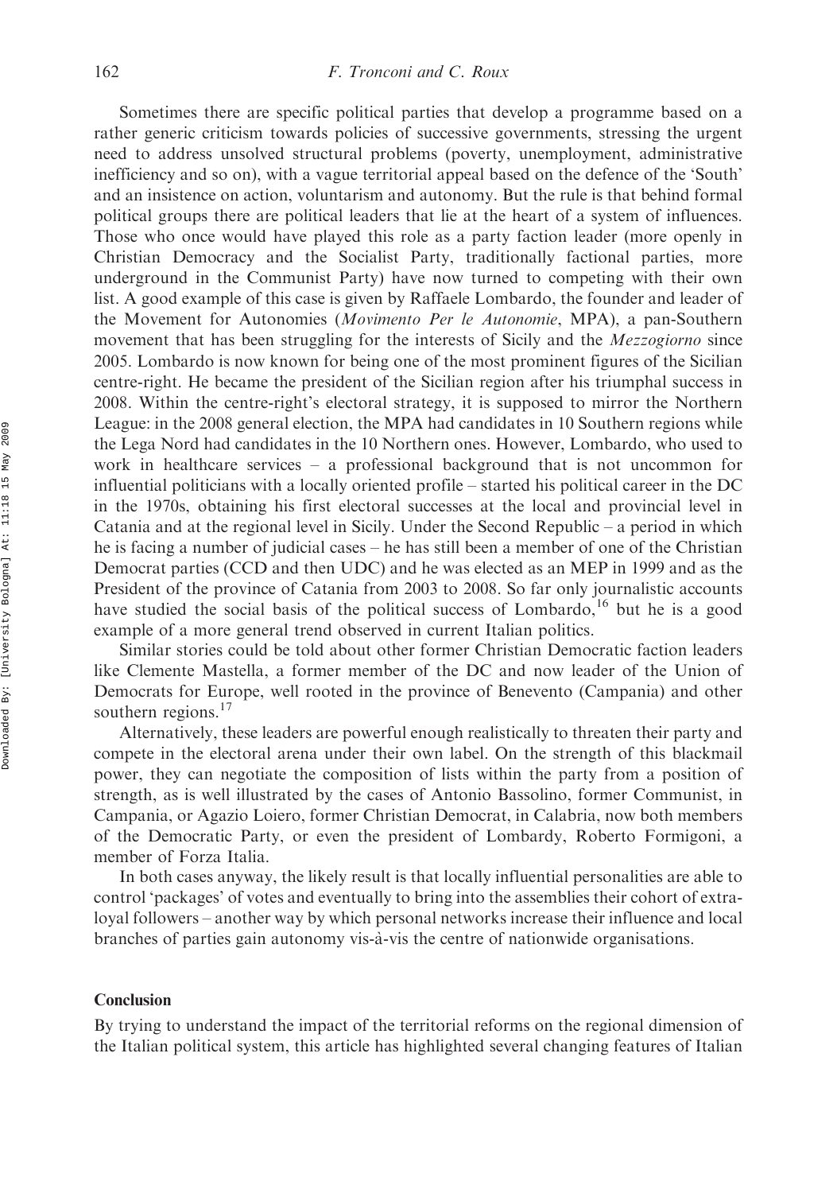Sometimes there are specific political parties that develop a programme based on a rather generic criticism towards policies of successive governments, stressing the urgent need to address unsolved structural problems (poverty, unemployment, administrative inefficiency and so on), with a vague territorial appeal based on the defence of the 'South' and an insistence on action, voluntarism and autonomy. But the rule is that behind formal political groups there are political leaders that lie at the heart of a system of influences. Those who once would have played this role as a party faction leader (more openly in Christian Democracy and the Socialist Party, traditionally factional parties, more underground in the Communist Party) have now turned to competing with their own list. A good example of this case is given by Raffaele Lombardo, the founder and leader of the Movement for Autonomies (*Movimento Per le Autonomie*, MPA), a pan-Southern movement that has been struggling for the interests of Sicily and the *Mezzogiorno* since 2005. Lombardo is now known for being one of the most prominent figures of the Sicilian centre-right. He became the president of the Sicilian region after his triumphal success in 2008. Within the centre-right's electoral strategy, it is supposed to mirror the Northern League: in the 2008 general election, the MPA had candidates in 10 Southern regions while the Lega Nord had candidates in the 10 Northern ones. However, Lombardo, who used to work in healthcare services – a professional background that is not uncommon for influential politicians with a locally oriented profile – started his political career in the DC in the 1970s, obtaining his first electoral successes at the local and provincial level in Catania and at the regional level in Sicily. Under the Second Republic – a period in which he is facing a number of judicial cases – he has still been a member of one of the Christian Democrat parties (CCD and then UDC) and he was elected as an MEP in 1999 and as the President of the province of Catania from 2003 to 2008. So far only journalistic accounts have studied the social basis of the political success of Lombardo,[16] but he is a good example of a more general trend observed in current Italian politics.

Similar stories could be told about other former Christian Democratic faction leaders like Clemente Mastella, a former member of the DC and now leader of the Union of Democrats for Europe, well rooted in the province of Benevento (Campania) and other southern regions.[17]

Alternatively, these leaders are powerful enough realistically to threaten their party and compete in the electoral arena under their own label. On the strength of this blackmail power, they can negotiate the composition of lists within the party from a position of strength, as is well illustrated by the cases of Antonio Bassolino, former Communist, in Campania, or Agazio Loiero, former Christian Democrat, in Calabria, now both members of the Democratic Party, or even the president of Lombardy, Roberto Formigoni, a member of Forza Italia.

In both cases anyway, the likely result is that locally influential personalities are able to control 'packages' of votes and eventually to bring into the assemblies their cohort of extra-loyal followers – another way by which personal networks increase their influence and local branches of parties gain autonomy vis-à-vis the centre of nationwide organisations.

## Conclusion

By trying to understand the impact of the territorial reforms on the regional dimension of the Italian political system, this article has highlighted several changing features of Italian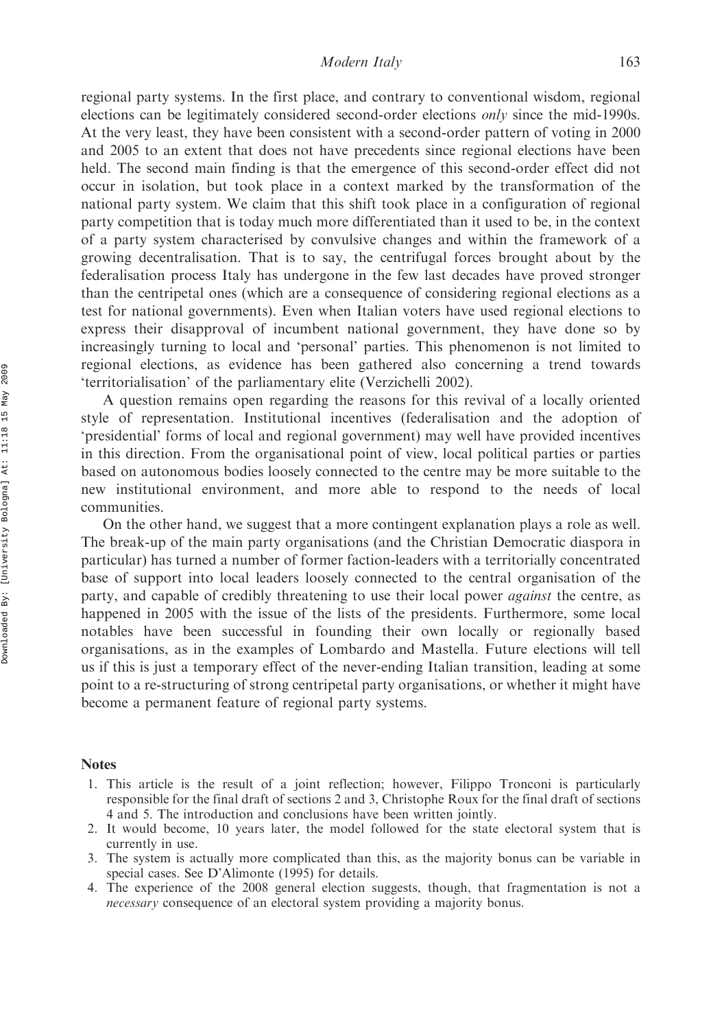regional party systems. In the first place, and contrary to conventional wisdom, regional elections can be legitimately considered second-order elections *only* since the mid-1990s. At the very least, they have been consistent with a second-order pattern of voting in 2000 and 2005 to an extent that does not have precedents since regional elections have been held. The second main finding is that the emergence of this second-order effect did not occur in isolation, but took place in a context marked by the transformation of the national party system. We claim that this shift took place in a configuration of regional party competition that is today much more differentiated than it used to be, in the context of a party system characterised by convulsive changes and within the framework of a growing decentralisation. That is to say, the centrifugal forces brought about by the federalisation process Italy has undergone in the few last decades have proved stronger than the centripetal ones (which are a consequence of considering regional elections as a test for national governments). Even when Italian voters have used regional elections to express their disapproval of incumbent national government, they have done so by increasingly turning to local and 'personal' parties. This phenomenon is not limited to regional elections, as evidence has been gathered also concerning a trend towards 'territorialisation' of the parliamentary elite (Verzichelli 2002).

A question remains open regarding the reasons for this revival of a locally oriented style of representation. Institutional incentives (federalisation and the adoption of 'presidential' forms of local and regional government) may well have provided incentives in this direction. From the organisational point of view, local political parties or parties based on autonomous bodies loosely connected to the centre may be more suitable to the new institutional environment, and more able to respond to the needs of local communities.

On the other hand, we suggest that a more contingent explanation plays a role as well. The break-up of the main party organisations (and the Christian Democratic diaspora in particular) has turned a number of former faction-leaders with a territorially concentrated base of support into local leaders loosely connected to the central organisation of the party, and capable of credibly threatening to use their local power *against* the centre, as happened in 2005 with the issue of the lists of the presidents. Furthermore, some local notables have been successful in founding their own locally or regionally based organisations, as in the examples of Lombardo and Mastella. Future elections will tell us if this is just a temporary effect of the never-ending Italian transition, leading at some point to a re-structuring of strong centripetal party organisations, or whether it might have become a permanent feature of regional party systems.

## Notes

1. This article is the result of a joint reflection; however, Filippo Tronconi is particularly responsible for the final draft of sections 2 and 3, Christophe Roux for the final draft of sections 4 and 5. The introduction and conclusions have been written jointly.
2. It would become, 10 years later, the model followed for the state electoral system that is currently in use.
3. The system is actually more complicated than this, as the majority bonus can be variable in special cases. See D'Alimonte (1995) for details.
4. The experience of the 2008 general election suggests, though, that fragmentation is not a *necessary* consequence of an electoral system providing a majority bonus.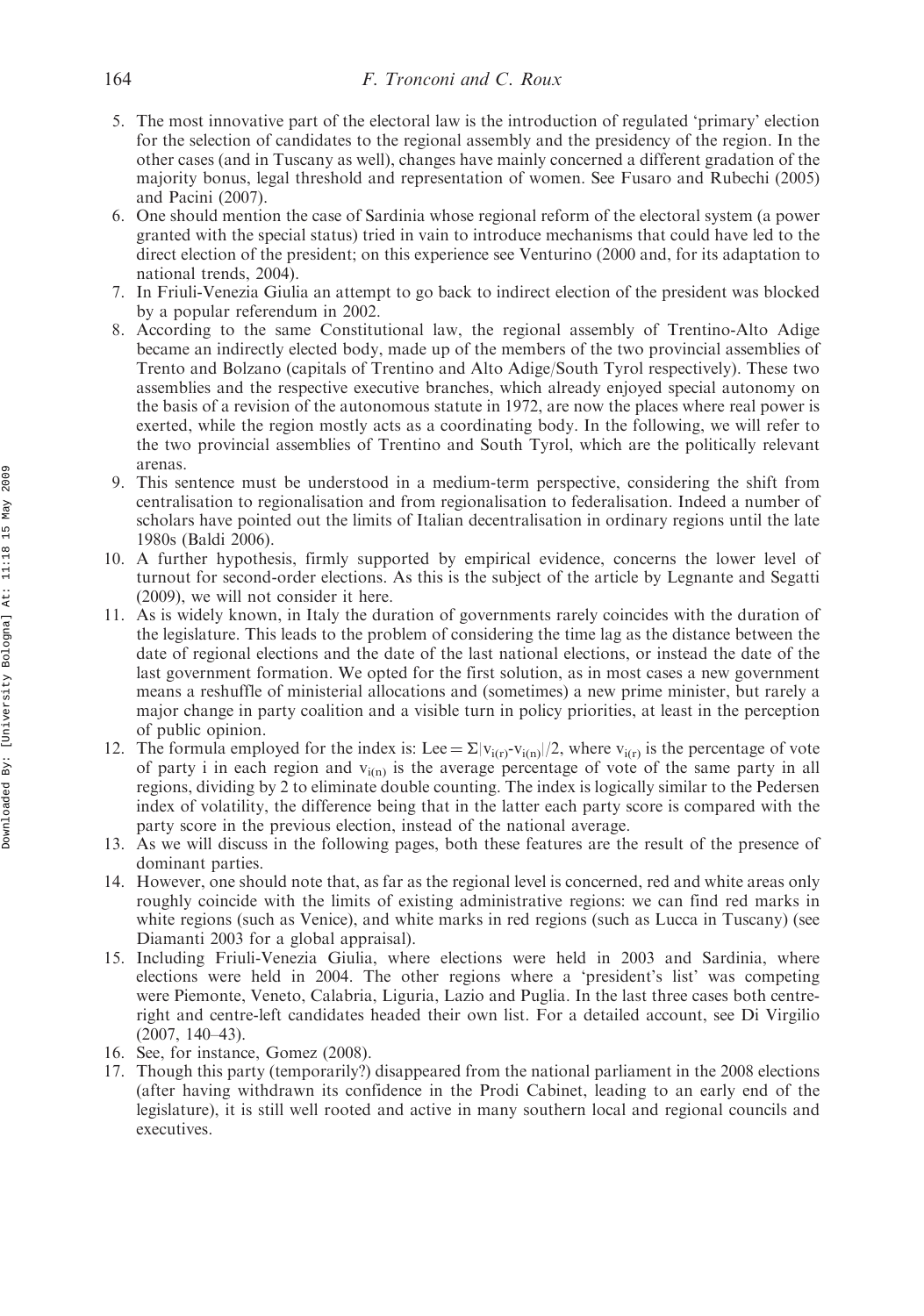5. The most innovative part of the electoral law is the introduction of regulated 'primary' election for the selection of candidates to the regional assembly and the presidency of the region. In the other cases (and in Tuscany as well), changes have mainly concerned a different gradation of the majority bonus, legal threshold and representation of women. See Fusaro and Rubechi (2005) and Pacini (2007).
6. One should mention the case of Sardinia whose regional reform of the electoral system (a power granted with the special status) tried in vain to introduce mechanisms that could have led to the direct election of the president; on this experience see Venturino (2000 and, for its adaptation to national trends, 2004).
7. In Friuli-Venezia Giulia an attempt to go back to indirect election of the president was blocked by a popular referendum in 2002.
8. According to the same Constitutional law, the regional assembly of Trentino-Alto Adige became an indirectly elected body, made up of the members of the two provincial assemblies of Trento and Bolzano (capitals of Trentino and Alto Adige/South Tyrol respectively). These two assemblies and the respective executive branches, which already enjoyed special autonomy on the basis of a revision of the autonomous statute in 1972, are now the places where real power is exerted, while the region mostly acts as a coordinating body. In the following, we will refer to the two provincial assemblies of Trentino and South Tyrol, which are the politically relevant arenas.
9. This sentence must be understood in a medium-term perspective, considering the shift from centralisation to regionalisation and from regionalisation to federalisation. Indeed a number of scholars have pointed out the limits of Italian decentralisation in ordinary regions until the late 1980s (Baldi 2006).
10. A further hypothesis, firmly supported by empirical evidence, concerns the lower level of turnout for second-order elections. As this is the subject of the article by Legnante and Segatti (2009), we will not consider it here.
11. As is widely known, in Italy the duration of governments rarely coincides with the duration of the legislature. This leads to the problem of considering the time lag as the distance between the date of regional elections and the date of the last national elections, or instead the date of the last government formation. We opted for the first solution, as in most cases a new government means a reshuffle of ministerial allocations and (sometimes) a new prime minister, but rarely a major change in party coalition and a visible turn in policy priorities, at least in the perception of public opinion.
12. The formula employed for the index is: $\text{Lee} = \Sigma|v_{i(r)}\text{-}v_{i(n)}|/2$, where $v_{i(r)}$ is the percentage of vote of party i in each region and $v_{i(n)}$ is the average percentage of vote of the same party in all regions, dividing by 2 to eliminate double counting. The index is logically similar to the Pedersen index of volatility, the difference being that in the latter each party score is compared with the party score in the previous election, instead of the national average.
13. As we will discuss in the following pages, both these features are the result of the presence of dominant parties.
14. However, one should note that, as far as the regional level is concerned, red and white areas only roughly coincide with the limits of existing administrative regions: we can find red marks in white regions (such as Venice), and white marks in red regions (such as Lucca in Tuscany) (see Diamanti 2003 for a global appraisal).
15. Including Friuli-Venezia Giulia, where elections were held in 2003 and Sardinia, where elections were held in 2004. The other regions where a 'president's list' was competing were Piemonte, Veneto, Calabria, Liguria, Lazio and Puglia. In the last three cases both centre-right and centre-left candidates headed their own list. For a detailed account, see Di Virgilio (2007, 140–43).
16. See, for instance, Gomez (2008).
17. Though this party (temporarily?) disappeared from the national parliament in the 2008 elections (after having withdrawn its confidence in the Prodi Cabinet, leading to an early end of the legislature), it is still well rooted and active in many southern local and regional councils and executives.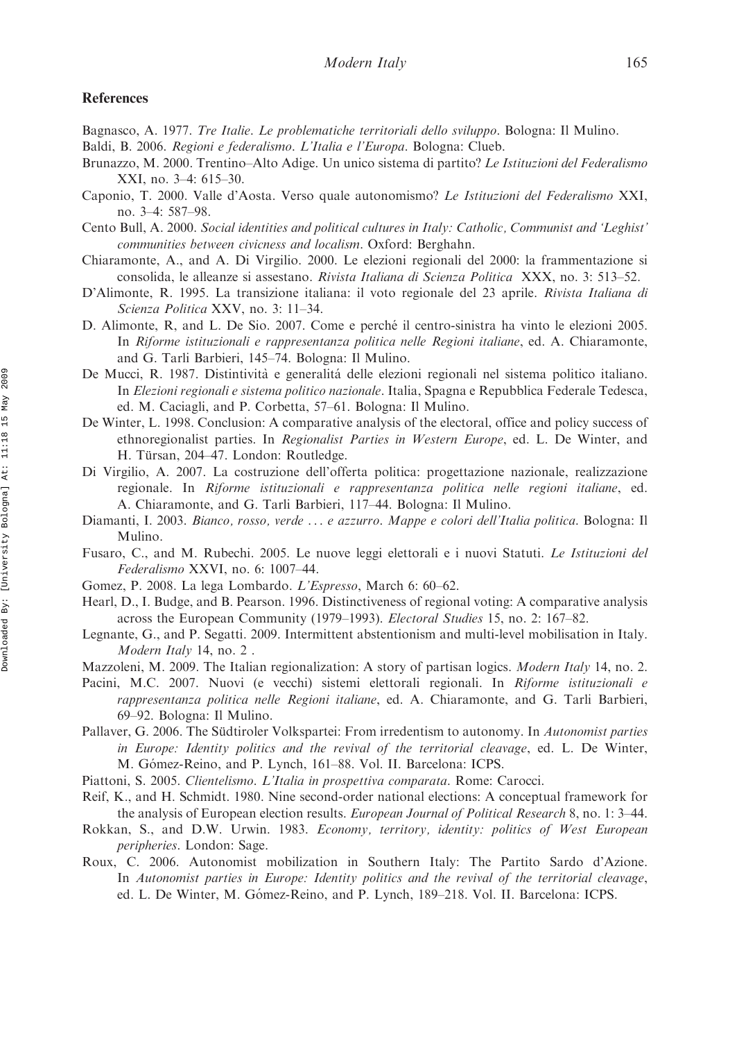## References

Bagnasco, A. 1977. *Tre Italie. Le problematiche territoriali dello sviluppo*. Bologna: Il Mulino.

Baldi, B. 2006. *Regioni e federalismo. L'Italia e l'Europa*. Bologna: Clueb.

Brunazzo, M. 2000. Trentino–Alto Adige. Un unico sistema di partito? *Le Istituzioni del Federalismo* XXI, no. 3–4: 615–30.

Caponio, T. 2000. Valle d'Aosta. Verso quale autonomismo? *Le Istituzioni del Federalismo* XXI, no. 3–4: 587–98.

Cento Bull, A. 2000. *Social identities and political cultures in Italy: Catholic, Communist and 'Leghist' communities between civicness and localism*. Oxford: Berghahn.

Chiaramonte, A., and A. Di Virgilio. 2000. Le elezioni regionali del 2000: la frammentazione si consolida, le alleanze si assestano. *Rivista Italiana di Scienza Politica* XXX, no. 3: 513–52.

D'Alimonte, R. 1995. La transizione italiana: il voto regionale del 23 aprile. *Rivista Italiana di Scienza Politica* XXV, no. 3: 11–34.

D. Alimonte, R, and L. De Sio. 2007. Come e perché il centro-sinistra ha vinto le elezioni 2005. In *Riforme istituzionali e rappresentanza politica nelle Regioni italiane*, ed. A. Chiaramonte, and G. Tarli Barbieri, 145–74. Bologna: Il Mulino.

De Mucci, R. 1987. Distintività e generalitá delle elezioni regionali nel sistema politico italiano. In *Elezioni regionali e sistema politico nazionale*. Italia, Spagna e Repubblica Federale Tedesca, ed. M. Caciagli, and P. Corbetta, 57–61. Bologna: Il Mulino.

De Winter, L. 1998. Conclusion: A comparative analysis of the electoral, office and policy success of ethnoregionalist parties. In *Regionalist Parties in Western Europe*, ed. L. De Winter, and H. Türsan, 204–47. London: Routledge.

Di Virgilio, A. 2007. La costruzione dell'offerta politica: progettazione nazionale, realizzazione regionale. In *Riforme istituzionali e rappresentanza politica nelle regioni italiane*, ed. A. Chiaramonte, and G. Tarli Barbieri, 117–44. Bologna: Il Mulino.

Diamanti, I. 2003. *Bianco, rosso, verde ... e azzurro. Mappe e colori dell'Italia politica*. Bologna: Il Mulino.

Fusaro, C., and M. Rubechi. 2005. Le nuove leggi elettorali e i nuovi Statuti. *Le Istituzioni del Federalismo* XXVI, no. 6: 1007–44.

Gomez, P. 2008. La lega Lombardo. *L'Espresso*, March 6: 60–62.

Hearl, D., I. Budge, and B. Pearson. 1996. Distinctiveness of regional voting: A comparative analysis across the European Community (1979–1993). *Electoral Studies* 15, no. 2: 167–82.

Legnante, G., and P. Segatti. 2009. Intermittent abstentionism and multi-level mobilisation in Italy. *Modern Italy* 14, no. 2 .

Mazzoleni, M. 2009. The Italian regionalization: A story of partisan logics. *Modern Italy* 14, no. 2.

Pacini, M.C. 2007. Nuovi (e vecchi) sistemi elettorali regionali. In *Riforme istituzionali e rappresentanza politica nelle Regioni italiane*, ed. A. Chiaramonte, and G. Tarli Barbieri, 69–92. Bologna: Il Mulino.

Pallaver, G. 2006. The Südtiroler Volkspartei: From irredentism to autonomy. In *Autonomist parties in Europe: Identity politics and the revival of the territorial cleavage*, ed. L. De Winter, M. Gómez-Reino, and P. Lynch, 161–88. Vol. II. Barcelona: ICPS.

Piattoni, S. 2005. *Clientelismo. L'Italia in prospettiva comparata*. Rome: Carocci.

Reif, K., and H. Schmidt. 1980. Nine second-order national elections: A conceptual framework for the analysis of European election results. *European Journal of Political Research* 8, no. 1: 3–44.

Rokkan, S., and D.W. Urwin. 1983. *Economy, territory, identity: politics of West European peripheries*. London: Sage.

Roux, C. 2006. Autonomist mobilization in Southern Italy: The Partito Sardo d'Azione. In *Autonomist parties in Europe: Identity politics and the revival of the territorial cleavage*, ed. L. De Winter, M. Gómez-Reino, and P. Lynch, 189–218. Vol. II. Barcelona: ICPS.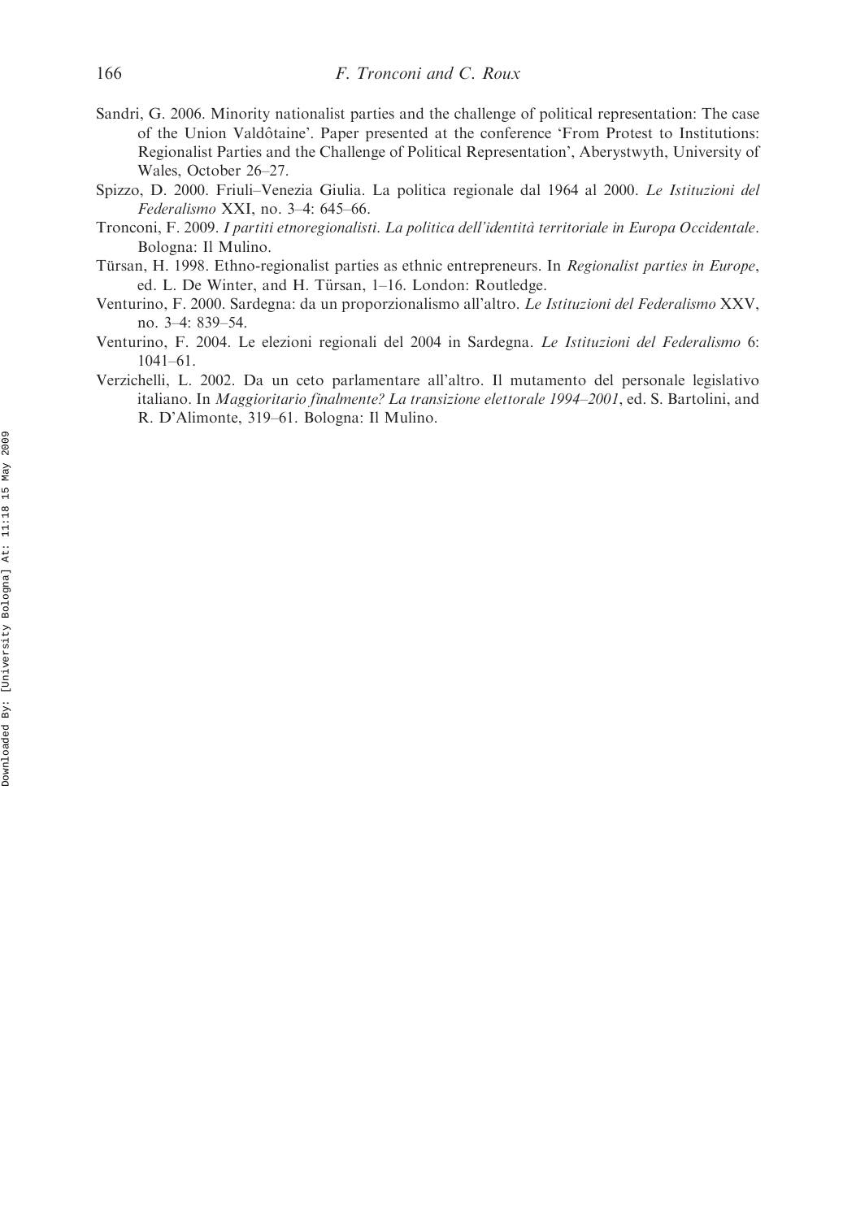Sandri, G. 2006. Minority nationalist parties and the challenge of political representation: The case of the Union Valdôtaine'. Paper presented at the conference 'From Protest to Institutions: Regionalist Parties and the Challenge of Political Representation', Aberystwyth, University of Wales, October 26–27.

Spizzo, D. 2000. Friuli–Venezia Giulia. La politica regionale dal 1964 al 2000. *Le Istituzioni del Federalismo* XXI, no. 3–4: 645–66.

Tronconi, F. 2009. *I partiti etnoregionalisti. La politica dell'identità territoriale in Europa Occidentale*. Bologna: Il Mulino.

Türsan, H. 1998. Ethno-regionalist parties as ethnic entrepreneurs. In *Regionalist parties in Europe*, ed. L. De Winter, and H. Türsan, 1–16. London: Routledge.

Venturino, F. 2000. Sardegna: da un proporzionalismo all'altro. *Le Istituzioni del Federalismo* XXV, no. 3–4: 839–54.

Venturino, F. 2004. Le elezioni regionali del 2004 in Sardegna. *Le Istituzioni del Federalismo* 6: 1041–61.

Verzichelli, L. 2002. Da un ceto parlamentare all'altro. Il mutamento del personale legislativo italiano. In *Maggioritario finalmente? La transizione elettorale 1994–2001*, ed. S. Bartolini, and R. D'Alimonte, 319–61. Bologna: Il Mulino.